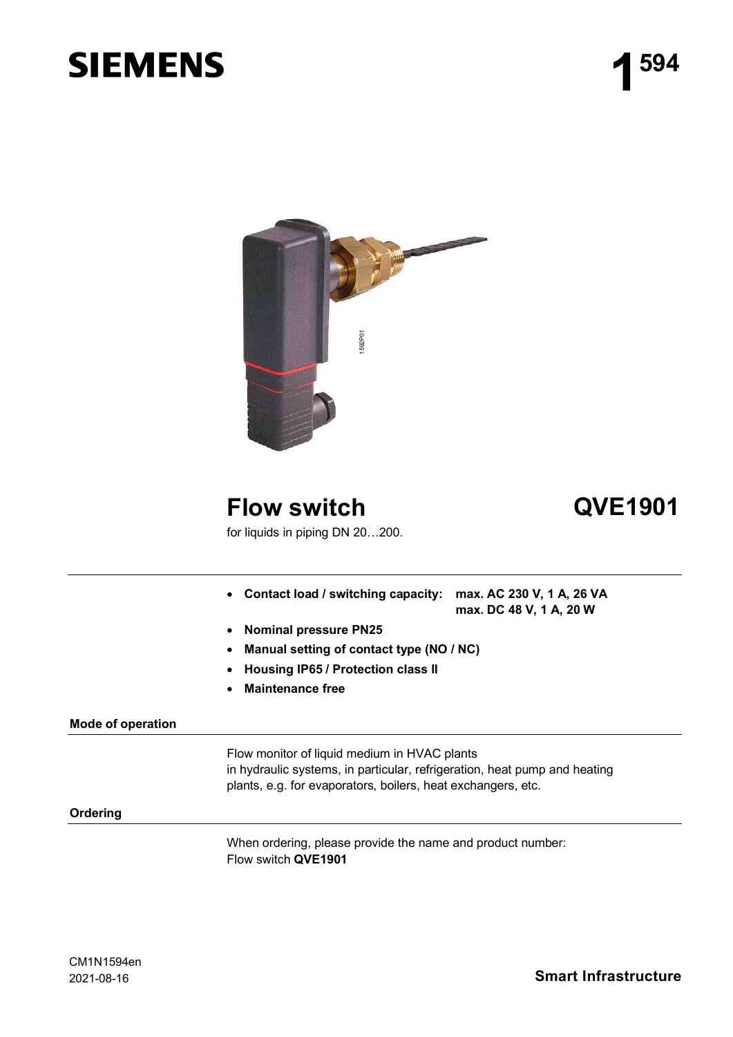# SIEMENS

**1** 594

1592P01

# Flow switch

# QVE1901

for liquids in piping DN 20…200.

- **Contact load / switching capacity:** **max. AC 230 V, 1 A, 26 VA**
  **max. DC 48 V, 1 A, 20 W**
- **Nominal pressure PN25**
- **Manual setting of contact type (NO / NC)**
- **Housing IP65 / Protection class II**
- **Maintenance free**

## Mode of operation

Flow monitor of liquid medium in HVAC plants
in hydraulic systems, in particular, refrigeration, heat pump and heating plants, e.g. for evaporators, boilers, heat exchangers, etc.

## Ordering

When ordering, please provide the name and product number:
Flow switch **QVE1901**

CM1N1594en
2021-08-16

**Smart Infrastructure**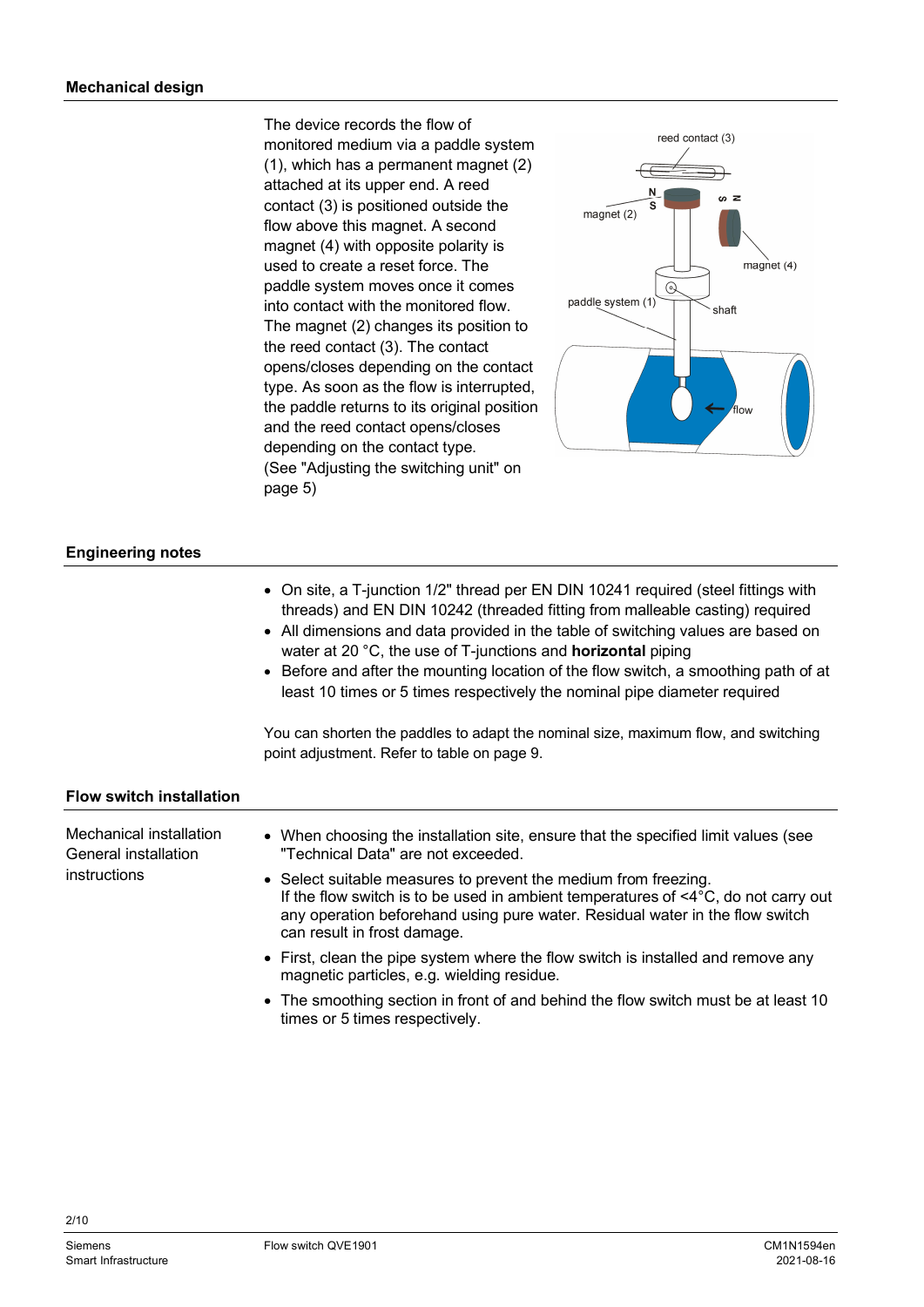## Mechanical design

The device records the flow of monitored medium via a paddle system (1), which has a permanent magnet (2) attached at its upper end. A reed contact (3) is positioned outside the flow above this magnet. A second magnet (4) with opposite polarity is used to create a reset force. The paddle system moves once it comes into contact with the monitored flow. The magnet (2) changes its position to the reed contact (3). The contact opens/closes depending on the contact type. As soon as the flow is interrupted, the paddle returns to its original position and the reed contact opens/closes depending on the contact type.
(See "Adjusting the switching unit" on page 5)

## Engineering notes

- On site, a T-junction 1/2" thread per EN DIN 10241 required (steel fittings with threads) and EN DIN 10242 (threaded fitting from malleable casting) required
- All dimensions and data provided in the table of switching values are based on water at 20 °C, the use of T-junctions and **horizontal** piping
- Before and after the mounting location of the flow switch, a smoothing path of at least 10 times or 5 times respectively the nominal pipe diameter required

You can shorten the paddles to adapt the nominal size, maximum flow, and switching point adjustment. Refer to table on page 9.

## Flow switch installation

Mechanical installation
General installation instructions

- When choosing the installation site, ensure that the specified limit values (see "Technical Data" are not exceeded.
- Select suitable measures to prevent the medium from freezing.
  If the flow switch is to be used in ambient temperatures of <4°C, do not carry out any operation beforehand using pure water. Residual water in the flow switch can result in frost damage.
- First, clean the pipe system where the flow switch is installed and remove any magnetic particles, e.g. wielding residue.
- The smoothing section in front of and behind the flow switch must be at least 10 times or 5 times respectively.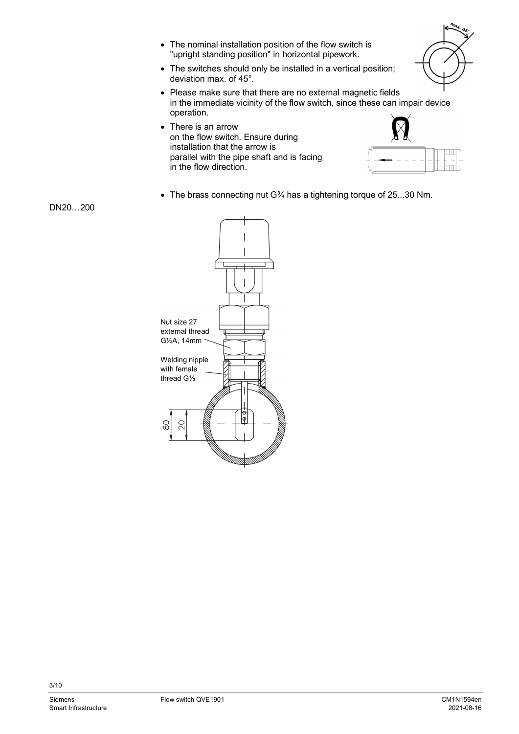- The nominal installation position of the flow switch is "upright standing position" in horizontal pipework.
- The switches should only be installed in a vertical position; deviation max. of 45°.
- Please make sure that there are no external magnetic fields in the immediate vicinity of the flow switch, since these can impair device operation.
- There is an arrow on the flow switch. Ensure during installation that the arrow is parallel with the pipe shaft and is facing in the flow direction.
- The brass connecting nut G¾ has a tightening torque of 25...30 Nm.

DN20…200

Nut size 27 external thread G½A, 14mm

Welding nipple with female thread G½

80

20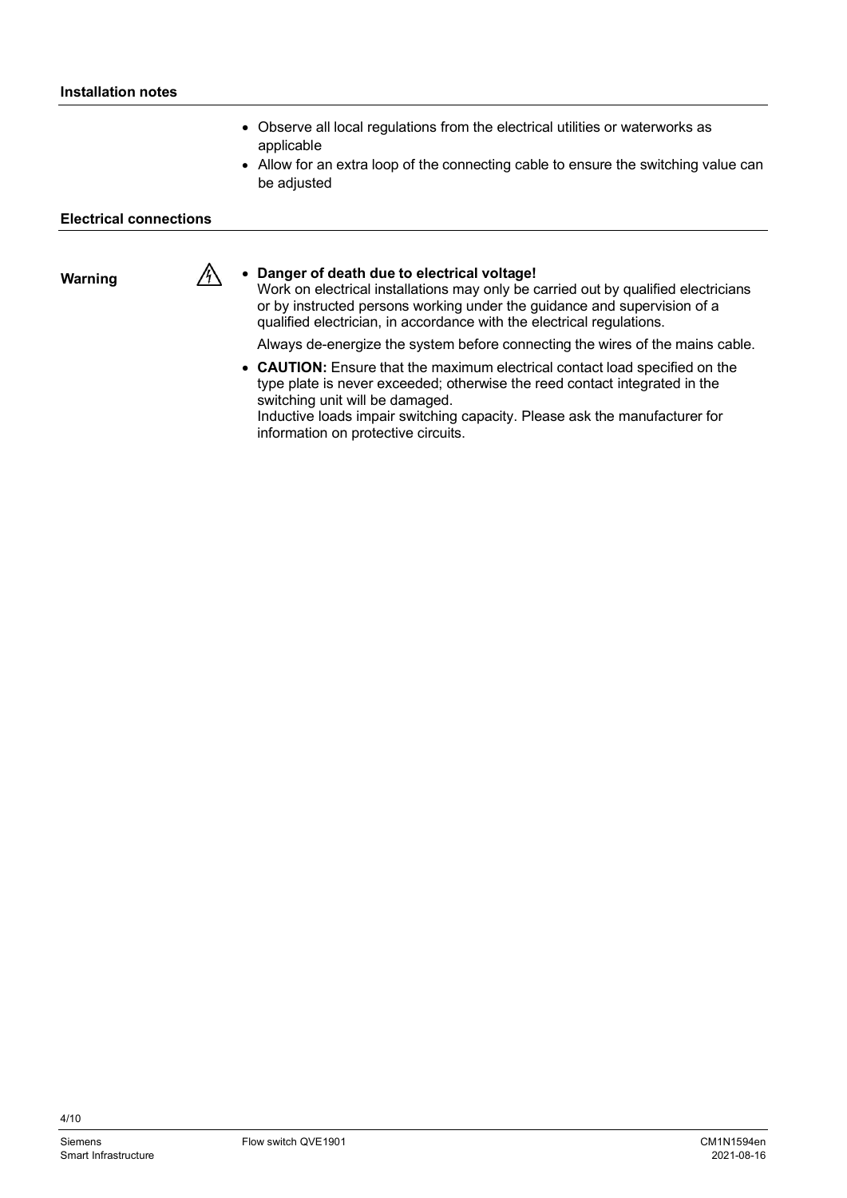## Installation notes

- Observe all local regulations from the electrical utilities or waterworks as applicable
- Allow for an extra loop of the connecting cable to ensure the switching value can be adjusted

## Electrical connections

**Warning**

- **Danger of death due to electrical voltage!**
  Work on electrical installations may only be carried out by qualified electricians or by instructed persons working under the guidance and supervision of a qualified electrician, in accordance with the electrical regulations.

  Always de-energize the system before connecting the wires of the mains cable.

- **CAUTION:** Ensure that the maximum electrical contact load specified on the type plate is never exceeded; otherwise the reed contact integrated in the switching unit will be damaged.
  Inductive loads impair switching capacity. Please ask the manufacturer for information on protective circuits.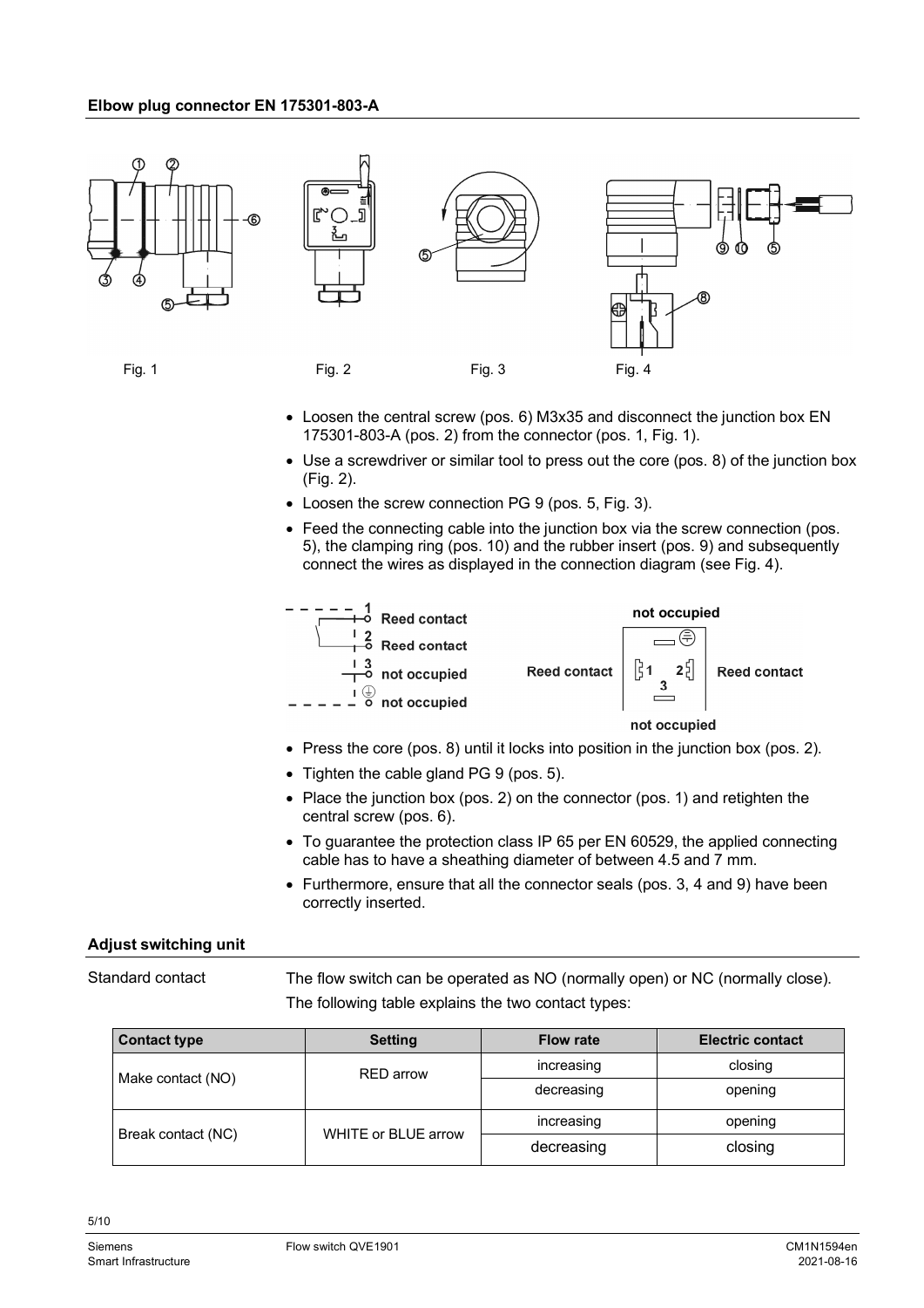## Elbow plug connector EN 175301-803-A

Fig. 1 Fig. 2 Fig. 3 Fig. 4

- Loosen the central screw (pos. 6) M3x35 and disconnect the junction box EN 175301-803-A (pos. 2) from the connector (pos. 1, Fig. 1).
- Use a screwdriver or similar tool to press out the core (pos. 8) of the junction box (Fig. 2).
- Loosen the screw connection PG 9 (pos. 5, Fig. 3).
- Feed the connecting cable into the junction box via the screw connection (pos. 5), the clamping ring (pos. 10) and the rubber insert (pos. 9) and subsequently connect the wires as displayed in the connection diagram (see Fig. 4).

1 Reed contact
2 Reed contact
3 not occupied
⏚ not occupied

not occupied
Reed contact 1 2 3 Reed contact
not occupied

- Press the core (pos. 8) until it locks into position in the junction box (pos. 2).
- Tighten the cable gland PG 9 (pos. 5).
- Place the junction box (pos. 2) on the connector (pos. 1) and retighten the central screw (pos. 6).
- To guarantee the protection class IP 65 per EN 60529, the applied connecting cable has to have a sheathing diameter of between 4.5 and 7 mm.
- Furthermore, ensure that all the connector seals (pos. 3, 4 and 9) have been correctly inserted.

## Adjust switching unit

Standard contact

The flow switch can be operated as NO (normally open) or NC (normally close).
The following table explains the two contact types:

| Contact type | Setting | Flow rate | Electric contact |
|---|---|---|---|
| Make contact (NO) | RED arrow | increasing | closing |
| | | decreasing | opening |
| Break contact (NC) | WHITE or BLUE arrow | increasing | opening |
| | | decreasing | closing |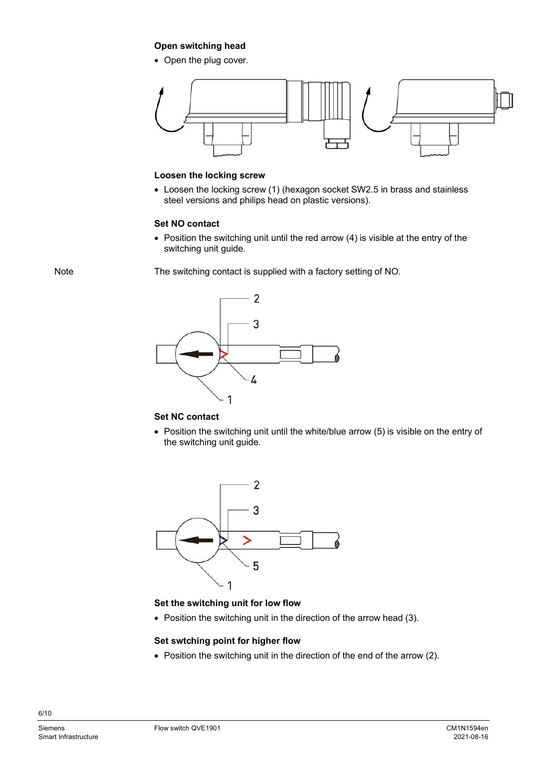**Open switching head**

- Open the plug cover.

**Loosen the locking screw**

- Loosen the locking screw (1) (hexagon socket SW2.5 in brass and stainless steel versions and philips head on plastic versions).

**Set NO contact**

- Position the switching unit until the red arrow (4) is visible at the entry of the switching unit guide.

Note

The switching contact is supplied with a factory setting of NO.

**Set NC contact**

- Position the switching unit until the white/blue arrow (5) is visible on the entry of the switching unit guide.

**Set the switching unit for low flow**

- Position the switching unit in the direction of the arrow head (3).

**Set swtching point for higher flow**

- Position the switching unit in the direction of the end of the arrow (2).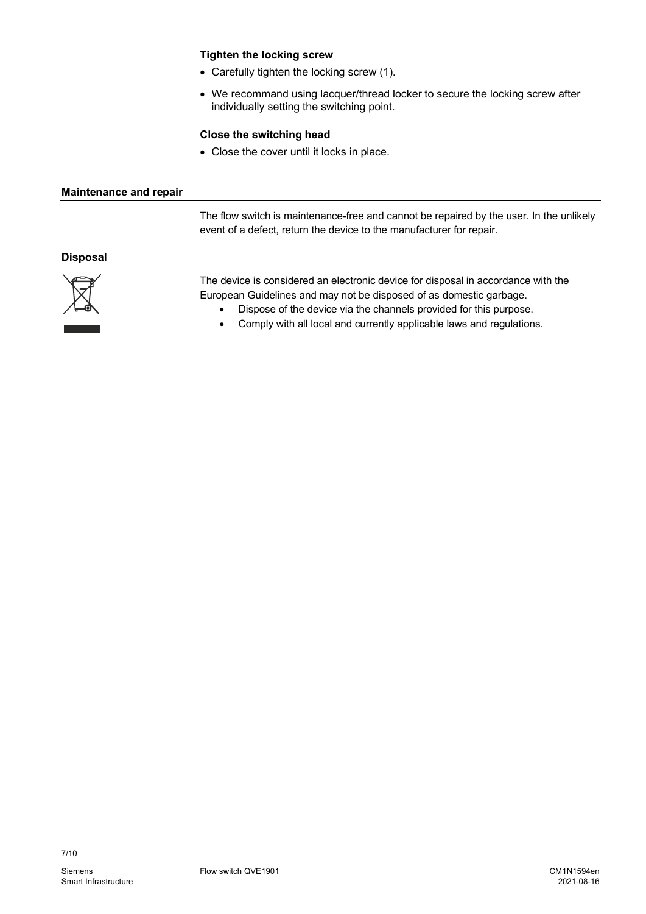**Tighten the locking screw**

- Carefully tighten the locking screw (1).
- We recommand using lacquer/thread locker to secure the locking screw after individually setting the switching point.

**Close the switching head**

- Close the cover until it locks in place.

## Maintenance and repair

The flow switch is maintenance-free and cannot be repaired by the user. In the unlikely event of a defect, return the device to the manufacturer for repair.

## Disposal

The device is considered an electronic device for disposal in accordance with the European Guidelines and may not be disposed of as domestic garbage.

- Dispose of the device via the channels provided for this purpose.
- Comply with all local and currently applicable laws and regulations.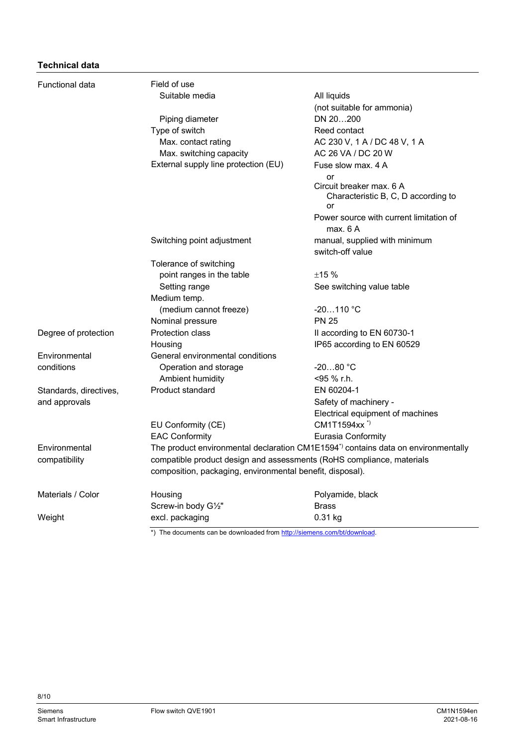## Technical data

| | | |
|---|---|---|
| Functional data | Field of use | |
| | Suitable media | All liquids (not suitable for ammonia) |
| | Piping diameter | DN 20…200 |
| | Type of switch | Reed contact |
| | Max. contact rating | AC 230 V, 1 A / DC 48 V, 1 A |
| | Max. switching capacity | AC 26 VA / DC 20 W |
| | External supply line protection (EU) | Fuse slow max. 4 A<br>or<br>Circuit breaker max. 6 A<br>Characteristic B, C, D according to<br>or<br>Power source with current limitation of max. 6 A |
| | Switching point adjustment | manual, supplied with minimum switch-off value |
| | Tolerance of switching point ranges in the table | ±15 % |
| | Setting range | See switching value table |
| | Medium temp. (medium cannot freeze) | -20…110 °C |
| | Nominal pressure | PN 25 |
| Degree of protection | Protection class | II according to EN 60730-1 |
| | Housing | IP65 according to EN 60529 |
| Environmental conditions | General environmental conditions | |
| | Operation and storage | -20…80 °C |
| | Ambient humidity | <95 % r.h. |
| Standards, directives, and approvals | Product standard | EN 60204-1<br>Safety of machinery - Electrical equipment of machines |
| | EU Conformity (CE) | CM1T1594xx *) |
| | EAC Conformity | Eurasia Conformity |
| Environmental compatibility | The product environmental declaration CM1E1594*) contains data on environmentally compatible product design and assessments (RoHS compliance, materials composition, packaging, environmental benefit, disposal). | |
| Materials / Color | Housing | Polyamide, black |
| | Screw-in body G½" | Brass |
| Weight | excl. packaging | 0.31 kg |

*) The documents can be downloaded from http://siemens.com/bt/download.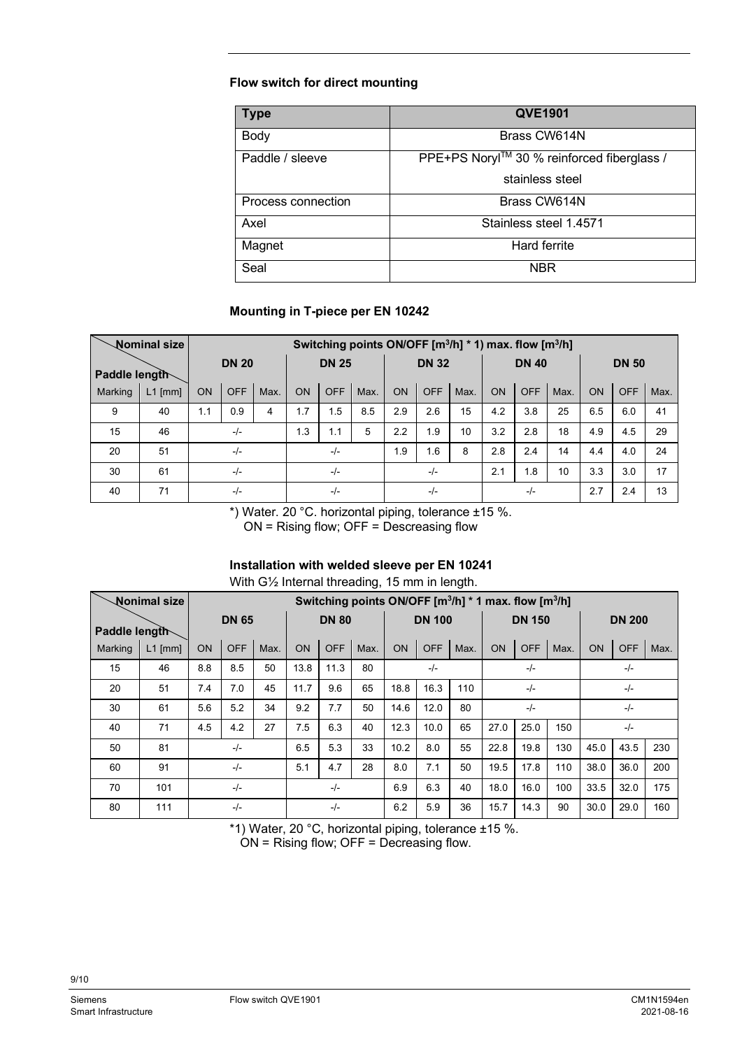### Flow switch for direct mounting

| Type | QVE1901 |
|---|---|
| Body | Brass CW614N |
| Paddle / sleeve | PPE+PS Noryl™ 30 % reinforced fiberglass / stainless steel |
| Process connection | Brass CW614N |
| Axel | Stainless steel 1.4571 |
| Magnet | Hard ferrite |
| Seal | NBR |

### Mounting in T-piece per EN 10242

| Nominal size / Paddle length | | Switching points ON/OFF [$m^3/h$] *1) max. flow [$m^3/h$] | | | | | | | | | | | | | | |
|---|---|---|---|---|---|---|---|---|---|---|---|---|---|---|---|---|
| | | DN 20 | | | DN 25 | | | DN 32 | | | DN 40 | | | DN 50 | | |
| Marking | L1 [mm] | ON | OFF | Max. | ON | OFF | Max. | ON | OFF | Max. | ON | OFF | Max. | ON | OFF | Max. |
| 9 | 40 | 1.1 | 0.9 | 4 | 1.7 | 1.5 | 8.5 | 2.9 | 2.6 | 15 | 4.2 | 3.8 | 25 | 6.5 | 6.0 | 41 |
| 15 | 46 | -/- | | | 1.3 | 1.1 | 5 | 2.2 | 1.9 | 10 | 3.2 | 2.8 | 18 | 4.9 | 4.5 | 29 |
| 20 | 51 | -/- | | | -/- | | | 1.9 | 1.6 | 8 | 2.8 | 2.4 | 14 | 4.4 | 4.0 | 24 |
| 30 | 61 | -/- | | | -/- | | | -/- | | | 2.1 | 1.8 | 10 | 3.3 | 3.0 | 17 |
| 40 | 71 | -/- | | | -/- | | | -/- | | | -/- | | | 2.7 | 2.4 | 13 |

*) Water. 20 °C. horizontal piping, tolerance ±15 %.
ON = Rising flow; OFF = Descreasing flow

### Installation with welded sleeve per EN 10241

With G½ Internal threading, 15 mm in length.

| Nonimal size / Paddle length | | Switching points ON/OFF [$m^3/h$] * 1 max. flow [$m^3/h$] | | | | | | | | | | | | | | |
|---|---|---|---|---|---|---|---|---|---|---|---|---|---|---|---|---|
| | | DN 65 | | | DN 80 | | | DN 100 | | | DN 150 | | | DN 200 | | |
| Marking | L1 [mm] | ON | OFF | Max. | ON | OFF | Max. | ON | OFF | Max. | ON | OFF | Max. | ON | OFF | Max. |
| 15 | 46 | 8.8 | 8.5 | 50 | 13.8 | 11.3 | 80 | -/- | | | -/- | | | -/- | | |
| 20 | 51 | 7.4 | 7.0 | 45 | 11.7 | 9.6 | 65 | 18.8 | 16.3 | 110 | -/- | | | -/- | | |
| 30 | 61 | 5.6 | 5.2 | 34 | 9.2 | 7.7 | 50 | 14.6 | 12.0 | 80 | -/- | | | -/- | | |
| 40 | 71 | 4.5 | 4.2 | 27 | 7.5 | 6.3 | 40 | 12.3 | 10.0 | 65 | 27.0 | 25.0 | 150 | -/- | | |
| 50 | 81 | -/- | | | 6.5 | 5.3 | 33 | 10.2 | 8.0 | 55 | 22.8 | 19.8 | 130 | 45.0 | 43.5 | 230 |
| 60 | 91 | -/- | | | 5.1 | 4.7 | 28 | 8.0 | 7.1 | 50 | 19.5 | 17.8 | 110 | 38.0 | 36.0 | 200 |
| 70 | 101 | -/- | | | -/- | | | 6.9 | 6.3 | 40 | 18.0 | 16.0 | 100 | 33.5 | 32.0 | 175 |
| 80 | 111 | -/- | | | -/- | | | 6.2 | 5.9 | 36 | 15.7 | 14.3 | 90 | 30.0 | 29.0 | 160 |

*1) Water, 20 °C, horizontal piping, tolerance ±15 %.
ON = Rising flow; OFF = Decreasing flow.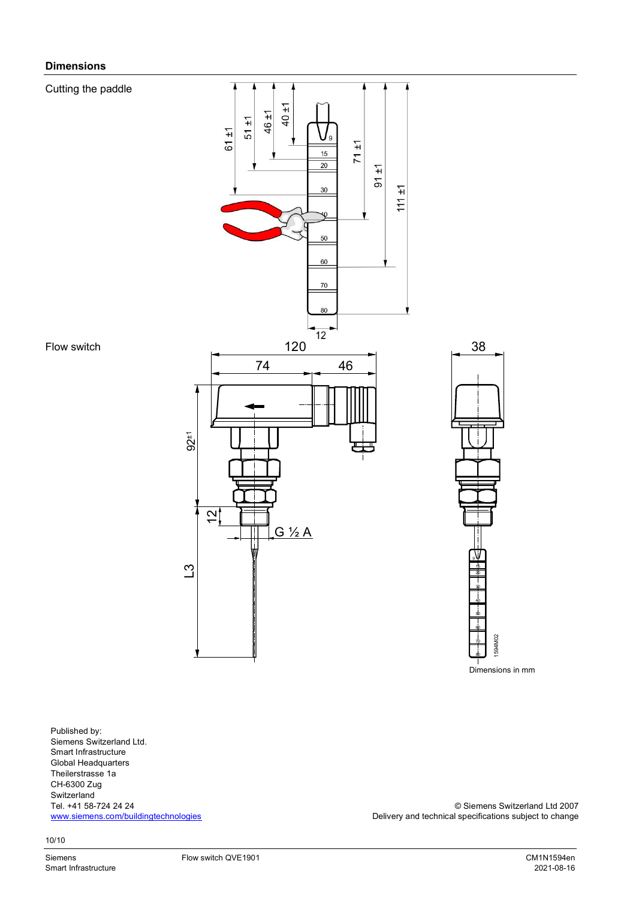## Dimensions

Cutting the paddle

61 ±1
51 ±1
46 ±1
40 ±1
71 ±1
91 ±1
111 ±1
9
15
20
30
40
50
60
70
80
12

Flow switch

120
74
46
38
92±1
12
G ½ A
L3
1594M02

Dimensions in mm

Published by:
Siemens Switzerland Ltd.
Smart Infrastructure
Global Headquarters
Theilerstrasse 1a
CH-6300 Zug
Switzerland
Tel. +41 58-724 24 24
www.siemens.com/buildingtechnologies

© Siemens Switzerland Ltd 2007
Delivery and technical specifications subject to change